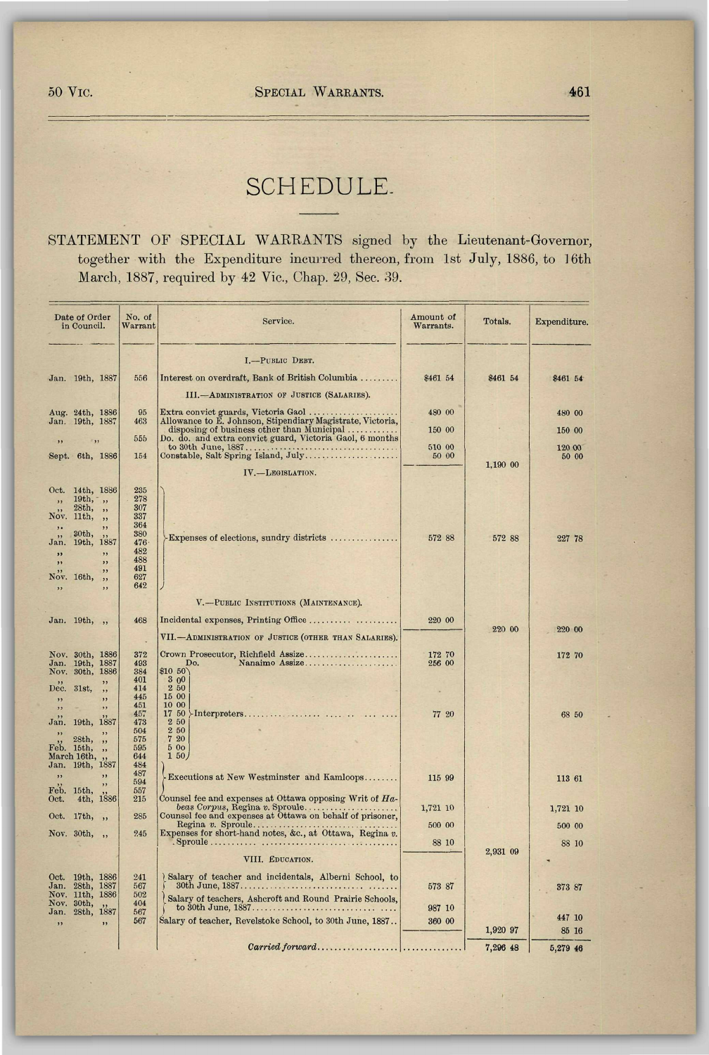# SCHEDULE.

STATEMENT OF SPECIAL WARRANTS signed by the Lieutenant-Governor, together with the Expenditure incurred thereon, from 1st July, 1886, to 16th March, 1887, required by 42 Vic., Chap. 29, Sec. 39.

| Date of Order in Council. | No. of Warrant | Service. | Amount of Warrants. | Totals. | Expenditure. |
|---|---|---|---|---|---|
| | | I.—PUBLIC DEBT. | | | |
| Jan. 19th, 1887 | 556 | Interest on overdraft, Bank of British Columbia | $461 54 | $461 54 | $461 54 |
| | | III.—ADMINISTRATION OF JUSTICE (SALARIES). | | | |
| Aug. 24th, 1886 | 95 | Extra convict guards, Victoria Gaol | 480 00 | | 480 00 |
| Jan. 19th, 1887 | 463 | Allowance to E. Johnson, Stipendiary Magistrate, Victoria, disposing of business other than Municipal | 150 00 | | 150 00 |
| ,, ,, | 555 | Do. do. and extra convict guard, Victoria Gaol, 6 months to 30th June, 1887 | 510 00 | | 120 00 |
| Sept. 6th, 1886 | 154 | Constable, Salt Spring Island, July | 50 00 | | 50 00 |
| | | | | 1,190 00 | |
| | | IV.—LEGISLATION. | | | |
| Oct. 14th, 1886 | 235 | | | | |
| ,, 19th, ,, | 278 | | | | |
| ,, 28th, ,, | 307 | | | | |
| Nov. 11th, ,, | 337 | | | | |
| ,, | 364 | | | | |
| ,, 30th, ,, | 380 | Expenses of elections, sundry districts | 572 88 | 572 88 | 227 78 |
| Jan. 19th, 1887 | 476 | | | | |
| ,, ,, | 482 | | | | |
| ,, ,, | 488 | | | | |
| ,, ,, | 491 | | | | |
| Nov. 16th, ,, | 627 | | | | |
| ,, ,, | 642 | | | | |
| | | V.—PUBLIC INSTITUTIONS (MAINTENANCE). | | | |
| Jan. 19th, ,, | 468 | Incidental expenses, Printing Office | 220 00 | 220 00 | 220 00 |
| | | VII.—ADMINISTRATION OF JUSTICE (OTHER THAN SALARIES). | | | |
| Nov. 30th, 1886 | 372 | Crown Prosecutor, Richfield Assize | 172 70 | | 172 70 |
| Jan. 19th, 1887 | 493 | Do. Nanaimo Assize | 256 00 | | |
| Nov. 30th, 1886 | 384 | $10 50 | | | |
| ,, ,, | 401 | 3 00 | | | |
| Dec. 31st, ,, | 414 | 2 50 | | | |
| ,, ,, | 445 | 15 00 | | | |
| ,, ,, | 451 | 10 00 | | | |
| ,, ,, | 457 | 17 50 Interpreters | 77 20 | | 68 50 |
| Jan. 19th, 1887 | 473 | 2 50 | | | |
| ,, ,, | 504 | 2 50 | | | |
| ,, 28th, ,, | 575 | 7 20 | | | |
| Feb. 15th, ,, | 595 | 5 00 | | | |
| March 16th, ,, | 644 | 1 50 | | | |
| Jan. 19th, 1887 | 484 | | | | |
| ,, ,, | 487 | Executions at New Westminster and Kamloops | 115 99 | | 113 61 |
| ,, ,, | 594 | | | | |
| Feb. 15th, ,, | 557 | | | | |
| Oct. 4th, 1886 | 215 | Counsel fee and expenses at Ottawa opposing Writ of *Habeas Corpus*, Regina *v.* Sproule | 1,721 10 | | 1,721 10 |
| Oct. 17th, ,, | 285 | Counsel fee and expenses at Ottawa on behalf of prisoner, Regina *v.* Sproule | 500 00 | | 500 00 |
| Nov. 30th, ,, | 245 | Expenses for short-hand notes, &c., at Ottawa, Regina *v.* Sproule | 88 10 | | 88 10 |
| | | | | 2,931 09 | |
| | | VIII. EDUCATION. | | | |
| Oct. 19th, 1886 | 241 | Salary of teacher and incidentals, Alberni School, to 30th June, 1887 | 573 87 | | 373 87 |
| Jan. 28th, 1887 | 567 | | | | |
| Nov. 11th, 1886 | 502 | Salary of teachers, Ashcroft and Round Prairie Schools, to 30th June, 1887 | 987 10 | | 447 10 |
| Nov. 30th, ,, | 404 | | | | |
| Jan. 28th, 1887 | 567 | | | | |
| ,, ,, | 567 | Salary of teacher, Revelstoke School, to 30th June, 1887 | 360 00 | | 85 16 |
| | | | | 1,920 97 | |
| | | *Carried forward* | | 7,296 48 | 5,279 46 |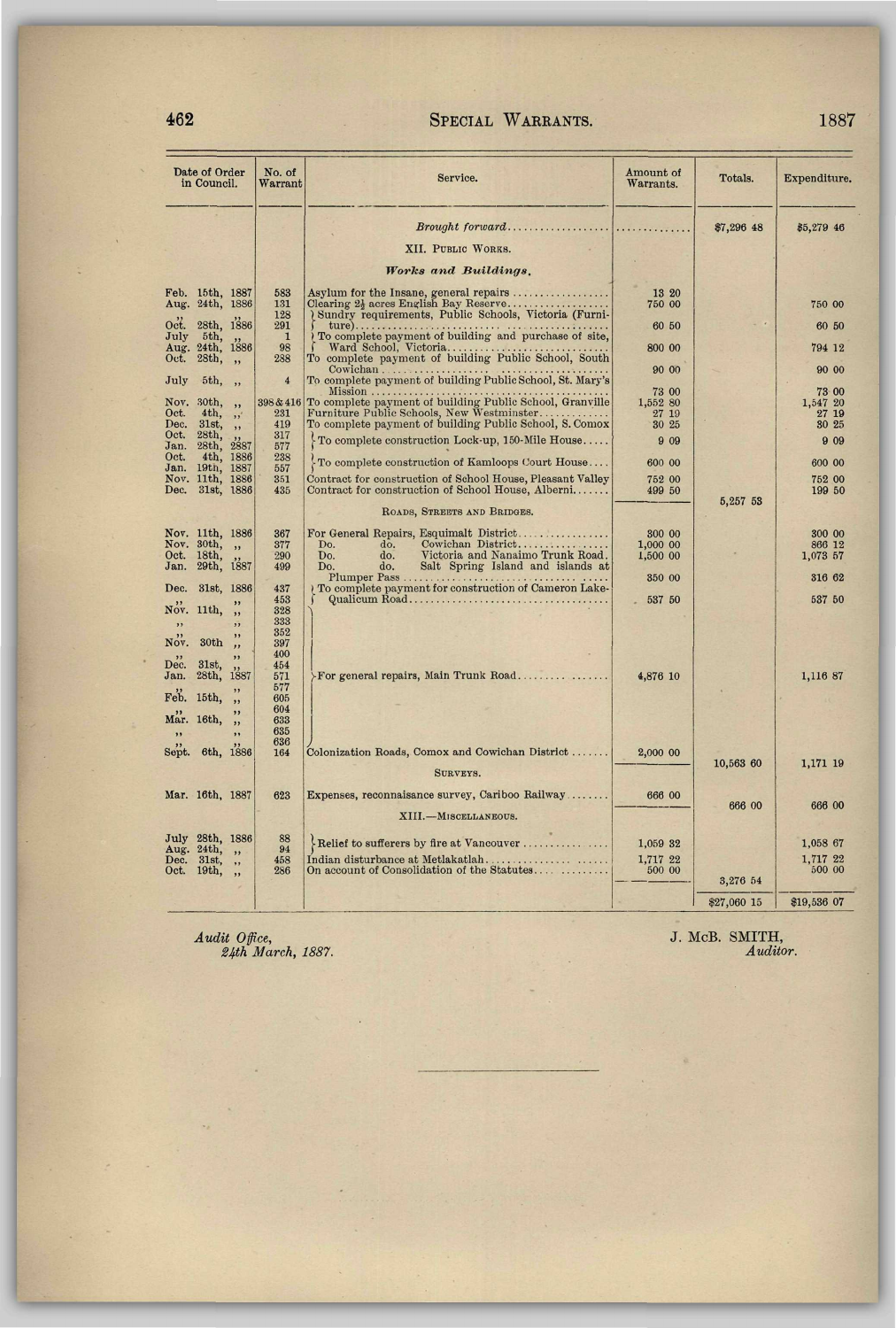| Date of Order in Council. | No. of Warrant | Service. | Amount of Warrants. | Totals. | Expenditure. |
|---|---|---|---|---|---|
| | | *Brought forward* | | $7,296 48 | $5,279 46 |
| | | XII. PUBLIC WORKS. | | | |
| | | ***Works and Buildings.*** | | | |
| Feb. 15th, 1887 | 583 | Asylum for the Insane, general repairs | 13 20 | | |
| Aug. 24th, 1886 | 131 | Clearing 2½ acres English Bay Reserve | 750 00 | | 750 00 |
| " " | 128 | Sundry requirements, Public Schools, Victoria (Furniture) | | | |
| Oct. 28th, 1886 | 291 | | 60 50 | | 60 50 |
| July 5th, " | 1 | To complete payment of building and purchase of site, Ward School, Victoria | | | |
| Aug. 24th, 1886 | 98 | | 800 00 | | 794 12 |
| Oct. 28th, " | 288 | To complete payment of building Public School, South Cowichan | 90 00 | | 90 00 |
| July 5th, " | 4 | To complete payment of building Public School, St. Mary's Mission | 73 00 | | 73 00 |
| Nov. 30th, " | 398 & 416 | To complete payment of building Public School, Granville | 1,552 80 | | 1,547 20 |
| Oct. 4th, " | 231 | Furniture Public Schools, New Westminster | 27 19 | | 27 19 |
| Dec. 31st, " | 419 | To complete payment of building Public School, S. Comox | 30 25 | | 30 25 |
| Oct. 28th, " | 317 | To complete construction Lock-up, 150-Mile House | 9 09 | | 9 09 |
| Jan. 28th, 2887 | 577 | | | | |
| Oct. 4th, 1886 | 238 | To complete construction of Kamloops Court House | 600 00 | | 600 00 |
| Jan. 19th, 1887 | 557 | | | | |
| Nov. 11th, 1886 | 351 | Contract for construction of School House, Pleasant Valley | 752 00 | | 752 00 |
| Dec. 31st, 1886 | 435 | Contract for construction of School House, Alberni | 499 50 | | 199 50 |
| | | | | 5,257 53 | |
| | | ROADS, STREETS AND BRIDGES. | | | |
| Nov. 11th, 1886 | 367 | For General Repairs, Esquimalt District | 300 00 | | 300 00 |
| Nov. 30th, " | 377 | Do. do. Cowichan District | 1,000 00 | | 866 12 |
| Oct. 18th, " | 290 | Do. do. Victoria and Nanaimo Trunk Road | 1,500 00 | | 1,073 57 |
| Jan. 29th, 1887 | 499 | Do. do. Salt Spring Island and islands at Plumper Pass | 350 00 | | 316 62 |
| Dec. 31st, 1886 | 437 | To complete payment for construction of Cameron Lake-Qualicum Road | | | |
| " " | 453 | | 537 50 | | 537 50 |
| Nov. 11th, " | 328 | For general repairs, Main Trunk Road | 4,876 10 | | 1,116 87 |
| " " | 333 | | | | |
| " " | 352 | | | | |
| Nov. 30th " | 397 | | | | |
| " " | 400 | | | | |
| Dec. 31st, " | 454 | | | | |
| Jan. 28th, 1887 | 571 | | | | |
| " " | 577 | | | | |
| Feb. 15th, " | 605 | | | | |
| " " | 604 | | | | |
| Mar. 16th, " | 633 | | | | |
| " " | 635 | | | | |
| " " | 636 | | | | |
| Sept. 6th, 1886 | 164 | Colonization Roads, Comox and Cowichan District | 2,000 00 | | |
| | | | | 10,563 60 | 1,171 19 |
| | | SURVEYS. | | | |
| Mar. 16th, 1887 | 623 | Expenses, reconnaisance survey, Cariboo Railway | 666 00 | | |
| | | | | 666 00 | 666 00 |
| | | XIII.—MISCELLANEOUS. | | | |
| July 28th, 1886 | 88 | Relief to sufferers by fire at Vancouver | 1,059 32 | | 1,058 67 |
| Aug. 24th, " | 94 | | | | |
| Dec. 31st, " | 458 | Indian disturbance at Metlakatlah | 1,717 22 | | 1,717 22 |
| Oct. 19th, " | 286 | On account of Consolidation of the Statutes | 500 00 | | 500 00 |
| | | | | 3,276 54 | |
| | | | | $27,060 15 | $19,536 07 |

*Audit Office,*
*24th March, 1887.*

J. McB. SMITH,
*Auditor.*